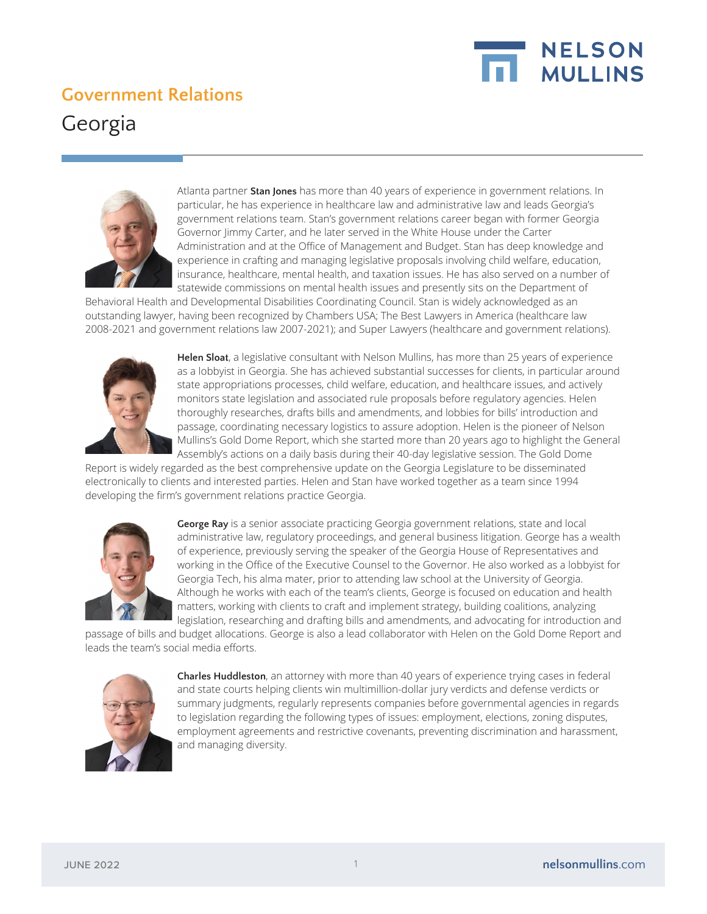# Government Relations

## Georgia

Atlanta partner **Stan Jones** has more than 40 years of experience in government relations. In particular, he has experience in healthcare law and administrative law and leads Georgia's government relations team. Stan's government relations career began with former Georgia Governor Jimmy Carter, and he later served in the White House under the Carter Administration and at the Office of Management and Budget. Stan has deep knowledge and experience in crafting and managing legislative proposals involving child welfare, education, insurance, healthcare, mental health, and taxation issues. He has also served on a number of statewide commissions on mental health issues and presently sits on the Department of Behavioral Health and Developmental Disabilities Coordinating Council. Stan is widely acknowledged as an outstanding lawyer, having been recognized by Chambers USA; The Best Lawyers in America (healthcare law 2008-2021 and government relations law 2007-2021); and Super Lawyers (healthcare and government relations).

**Helen Sloat**, a legislative consultant with Nelson Mullins, has more than 25 years of experience as a lobbyist in Georgia. She has achieved substantial successes for clients, in particular around state appropriations processes, child welfare, education, and healthcare issues, and actively monitors state legislation and associated rule proposals before regulatory agencies. Helen thoroughly researches, drafts bills and amendments, and lobbies for bills' introduction and passage, coordinating necessary logistics to assure adoption. Helen is the pioneer of Nelson Mullins's Gold Dome Report, which she started more than 20 years ago to highlight the General Assembly's actions on a daily basis during their 40-day legislative session. The Gold Dome Report is widely regarded as the best comprehensive update on the Georgia Legislature to be disseminated electronically to clients and interested parties. Helen and Stan have worked together as a team since 1994 developing the firm's government relations practice Georgia.

**George Ray** is a senior associate practicing Georgia government relations, state and local administrative law, regulatory proceedings, and general business litigation. George has a wealth of experience, previously serving the speaker of the Georgia House of Representatives and working in the Office of the Executive Counsel to the Governor. He also worked as a lobbyist for Georgia Tech, his alma mater, prior to attending law school at the University of Georgia. Although he works with each of the team's clients, George is focused on education and health matters, working with clients to craft and implement strategy, building coalitions, analyzing legislation, researching and drafting bills and amendments, and advocating for introduction and passage of bills and budget allocations. George is also a lead collaborator with Helen on the Gold Dome Report and leads the team's social media efforts.

**Charles Huddleston**, an attorney with more than 40 years of experience trying cases in federal and state courts helping clients win multimillion-dollar jury verdicts and defense verdicts or summary judgments, regularly represents companies before governmental agencies in regards to legislation regarding the following types of issues: employment, elections, zoning disputes, employment agreements and restrictive covenants, preventing discrimination and harassment, and managing diversity.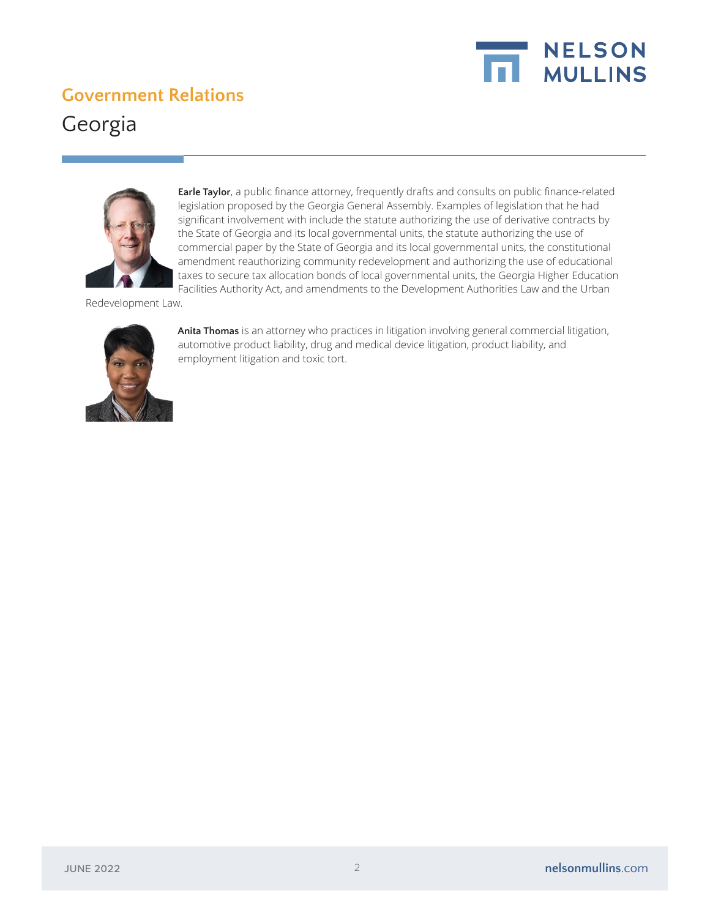## Government Relations

# Georgia

**Earle Taylor**, a public finance attorney, frequently drafts and consults on public finance-related legislation proposed by the Georgia General Assembly. Examples of legislation that he had significant involvement with include the statute authorizing the use of derivative contracts by the State of Georgia and its local governmental units, the statute authorizing the use of commercial paper by the State of Georgia and its local governmental units, the constitutional amendment reauthorizing community redevelopment and authorizing the use of educational taxes to secure tax allocation bonds of local governmental units, the Georgia Higher Education Facilities Authority Act, and amendments to the Development Authorities Law and the Urban Redevelopment Law.

**Anita Thomas** is an attorney who practices in litigation involving general commercial litigation, automotive product liability, drug and medical device litigation, product liability, and employment litigation and toxic tort.